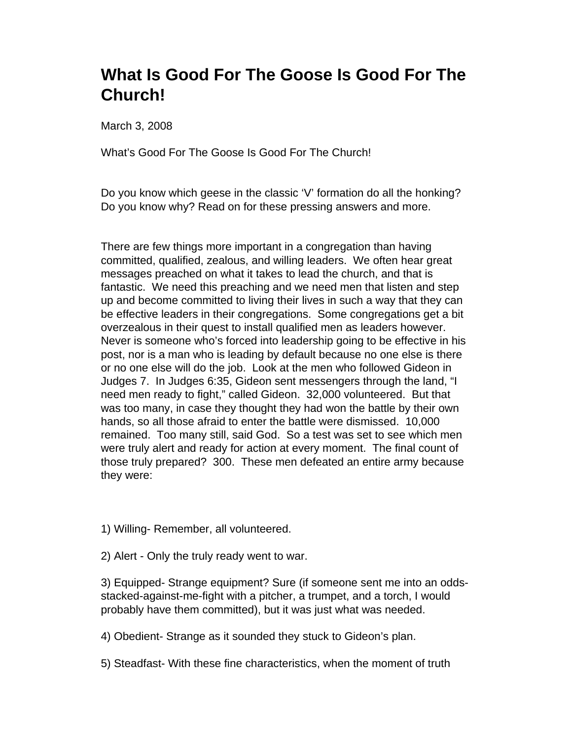# What Is Good For The Goose Is Good For The Church!

March 3, 2008

What's Good For The Goose Is Good For The Church!

Do you know which geese in the classic 'V' formation do all the honking? Do you know why? Read on for these pressing answers and more.

There are few things more important in a congregation than having committed, qualified, zealous, and willing leaders. We often hear great messages preached on what it takes to lead the church, and that is fantastic. We need this preaching and we need men that listen and step up and become committed to living their lives in such a way that they can be effective leaders in their congregations. Some congregations get a bit overzealous in their quest to install qualified men as leaders however. Never is someone who's forced into leadership going to be effective in his post, nor is a man who is leading by default because no one else is there or no one else will do the job. Look at the men who followed Gideon in Judges 7. In Judges 6:35, Gideon sent messengers through the land, "I need men ready to fight," called Gideon. 32,000 volunteered. But that was too many, in case they thought they had won the battle by their own hands, so all those afraid to enter the battle were dismissed. 10,000 remained. Too many still, said God. So a test was set to see which men were truly alert and ready for action at every moment. The final count of those truly prepared? 300. These men defeated an entire army because they were:

1) Willing- Remember, all volunteered.

2) Alert - Only the truly ready went to war.

3) Equipped- Strange equipment? Sure (if someone sent me into an odds-stacked-against-me-fight with a pitcher, a trumpet, and a torch, I would probably have them committed), but it was just what was needed.

4) Obedient- Strange as it sounded they stuck to Gideon's plan.

5) Steadfast- With these fine characteristics, when the moment of truth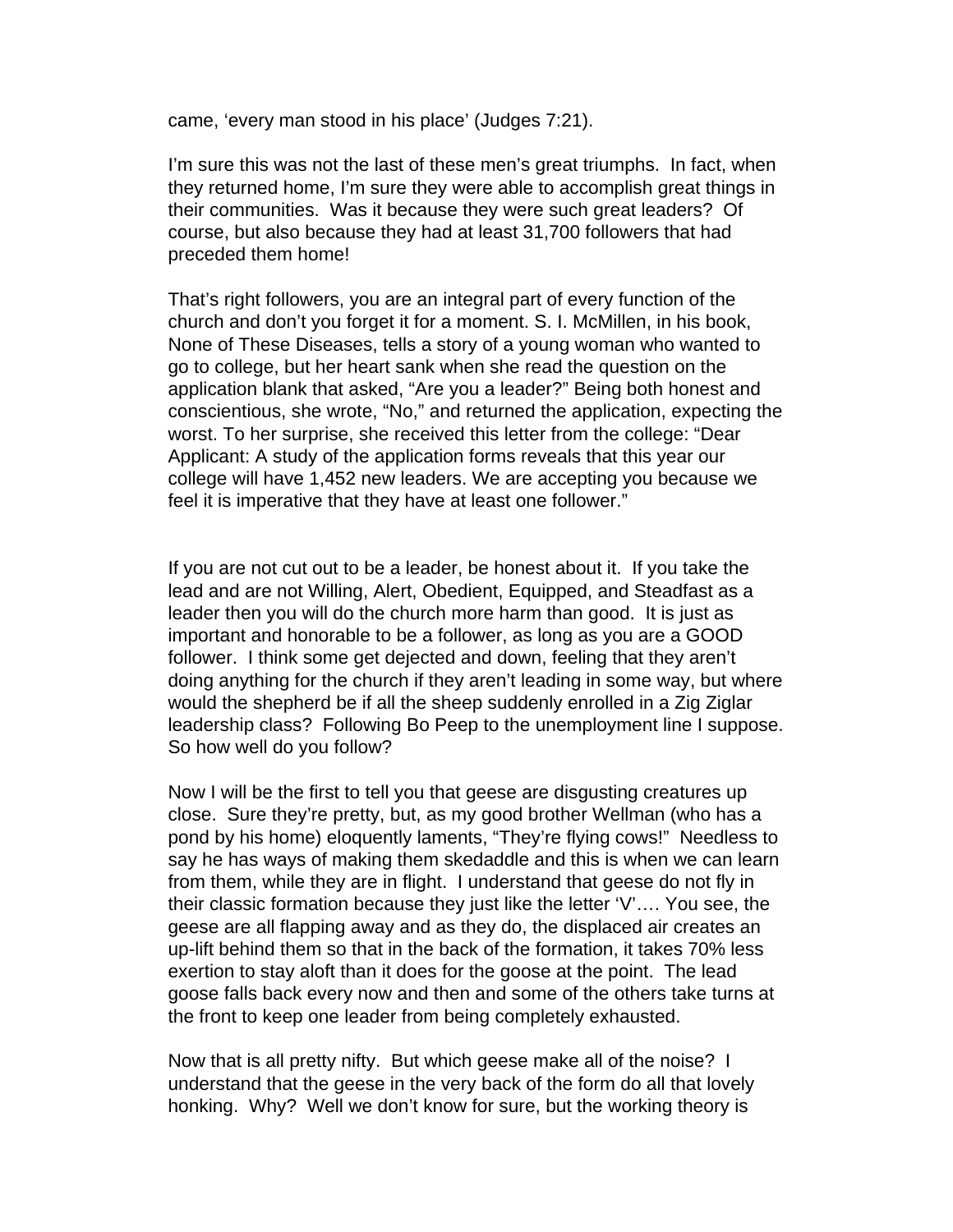came, 'every man stood in his place' (Judges 7:21).

I'm sure this was not the last of these men's great triumphs. In fact, when they returned home, I'm sure they were able to accomplish great things in their communities. Was it because they were such great leaders? Of course, but also because they had at least 31,700 followers that had preceded them home!

That's right followers, you are an integral part of every function of the church and don't you forget it for a moment. S. I. McMillen, in his book, None of These Diseases, tells a story of a young woman who wanted to go to college, but her heart sank when she read the question on the application blank that asked, "Are you a leader?" Being both honest and conscientious, she wrote, "No," and returned the application, expecting the worst. To her surprise, she received this letter from the college: "Dear Applicant: A study of the application forms reveals that this year our college will have 1,452 new leaders. We are accepting you because we feel it is imperative that they have at least one follower."

If you are not cut out to be a leader, be honest about it. If you take the lead and are not Willing, Alert, Obedient, Equipped, and Steadfast as a leader then you will do the church more harm than good. It is just as important and honorable to be a follower, as long as you are a GOOD follower. I think some get dejected and down, feeling that they aren't doing anything for the church if they aren't leading in some way, but where would the shepherd be if all the sheep suddenly enrolled in a Zig Ziglar leadership class? Following Bo Peep to the unemployment line I suppose. So how well do you follow?

Now I will be the first to tell you that geese are disgusting creatures up close. Sure they're pretty, but, as my good brother Wellman (who has a pond by his home) eloquently laments, "They're flying cows!" Needless to say he has ways of making them skedaddle and this is when we can learn from them, while they are in flight. I understand that geese do not fly in their classic formation because they just like the letter 'V'…. You see, the geese are all flapping away and as they do, the displaced air creates an up-lift behind them so that in the back of the formation, it takes 70% less exertion to stay aloft than it does for the goose at the point. The lead goose falls back every now and then and some of the others take turns at the front to keep one leader from being completely exhausted.

Now that is all pretty nifty. But which geese make all of the noise? I understand that the geese in the very back of the form do all that lovely honking. Why? Well we don't know for sure, but the working theory is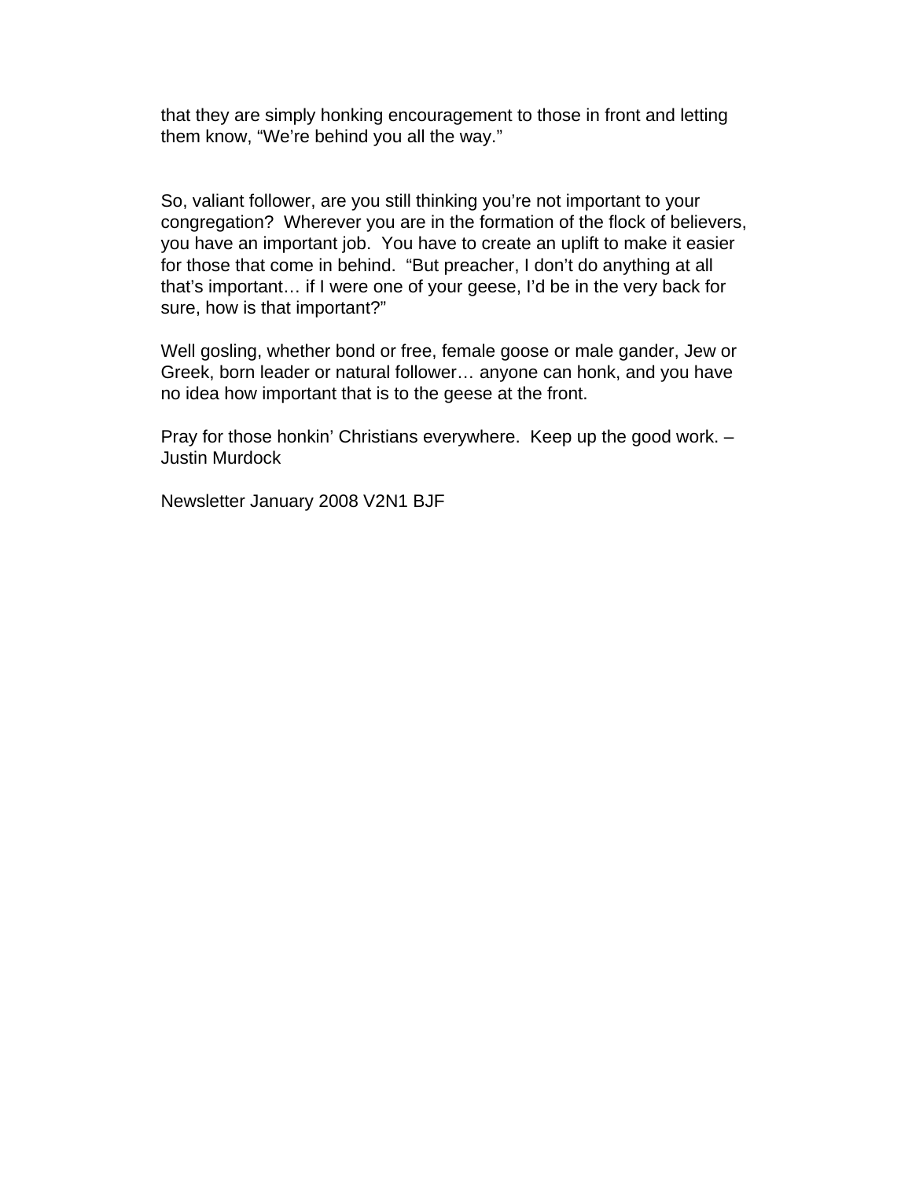that they are simply honking encouragement to those in front and letting them know, “We’re behind you all the way.”

So, valiant follower, are you still thinking you’re not important to your congregation? Wherever you are in the formation of the flock of believers, you have an important job. You have to create an uplift to make it easier for those that come in behind. “But preacher, I don’t do anything at all that’s important… if I were one of your geese, I’d be in the very back for sure, how is that important?”

Well gosling, whether bond or free, female goose or male gander, Jew or Greek, born leader or natural follower… anyone can honk, and you have no idea how important that is to the geese at the front.

Pray for those honkin’ Christians everywhere. Keep up the good work. – Justin Murdock

Newsletter January 2008 V2N1 BJF